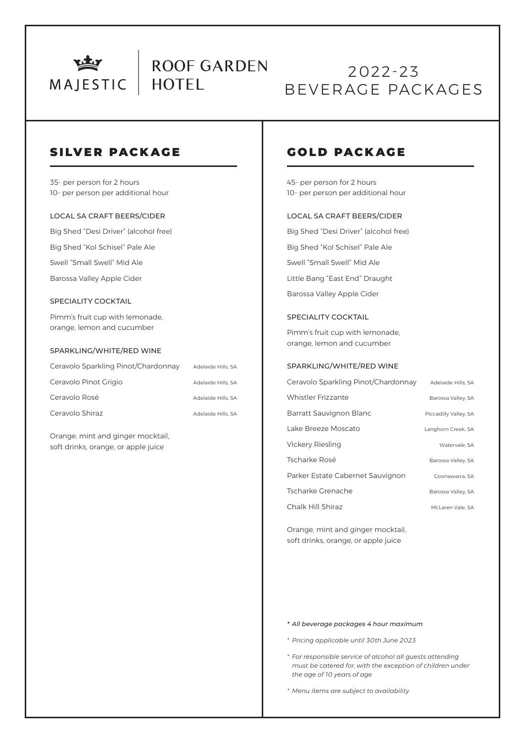MAJESTIC | ROOF GARDEN HOTEL

# 2022-23 BEVERAGE PACKAGES

## SILVER PACKAGE

35- per person for 2 hours
10- per person per additional hour

### LOCAL SA CRAFT BEERS/CIDER

Big Shed "Desi Driver" (alcohol free)

Big Shed "Kol Schisel" Pale Ale

Swell "Small Swell" Mid Ale

Barossa Valley Apple Cider

### SPECIALITY COCKTAIL

Pimm's fruit cup with lemonade, orange, lemon and cucumber

### SPARKLING/WHITE/RED WINE

| Wine | Region |
| --- | --- |
| Ceravolo Sparkling Pinot/Chardonnay | Adelaide Hills, SA |
| Ceravolo Pinot Grigio | Adelaide Hills, SA |
| Ceravolo Rosé | Adelaide Hills, SA |
| Ceravolo Shiraz | Adelaide Hills, SA |

Orange, mint and ginger mocktail, soft drinks, orange, or apple juice

## GOLD PACKAGE

45- per person for 2 hours
10- per person per additional hour

### LOCAL SA CRAFT BEERS/CIDER

Big Shed "Desi Driver" (alcohol free)

Big Shed "Kol Schisel" Pale Ale

Swell "Small Swell" Mid Ale

Little Bang "East End" Draught

Barossa Valley Apple Cider

### SPECIALITY COCKTAIL

Pimm's fruit cup with lemonade, orange, lemon and cucumber

### SPARKLING/WHITE/RED WINE

| Wine | Region |
| --- | --- |
| Ceravolo Sparkling Pinot/Chardonnay | Adelaide Hills, SA |
| Whistler Frizzante | Barossa Valley, SA |
| Barratt Sauvignon Blanc | Piccadilly Valley, SA |
| Lake Breeze Moscato | Langhorn Creek, SA |
| Vickery Riesling | Watervale, SA |
| Tscharke Rosé | Barossa Valley, SA |
| Parker Estate Cabernet Sauvignon | Coonawarra, SA |
| Tscharke Grenache | Barossa Valley, SA |
| Chalk Hill Shiraz | McLaren Vale, SA |

Orange, mint and ginger mocktail, soft drinks, orange, or apple juice

*\* All beverage packages 4 hour maximum*

*\* Pricing applicable until 30th June 2023*

*\* For responsible service of alcohol all guests attending must be catered for, with the exception of children under the age of 10 years of age*

*\* Menu items are subject to availability*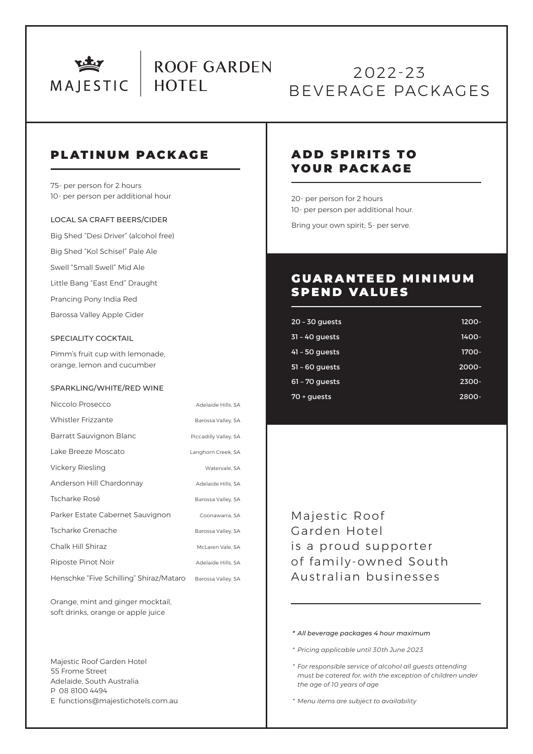# MAJESTIC | ROOF GARDEN HOTEL

# 2022-23 BEVERAGE PACKAGES

## PLATINUM PACKAGE

75- per person for 2 hours
10- per person per additional hour

LOCAL SA CRAFT BEERS/CIDER

Big Shed "Desi Driver" (alcohol free)

Big Shed "Kol Schisel" Pale Ale

Swell "Small Swell" Mid Ale

Little Bang "East End" Draught

Prancing Pony India Red

Barossa Valley Apple Cider

SPECIALITY COCKTAIL

Pimm's fruit cup with lemonade, orange, lemon and cucumber

SPARKLING/WHITE/RED WINE

| | |
|---|---|
| Niccolo Prosecco | Adelaide Hills, SA |
| Whistler Frizzante | Barossa Valley, SA |
| Barratt Sauvignon Blanc | Piccadilly Valley, SA |
| Lake Breeze Moscato | Langhorn Creek, SA |
| Vickery Riesling | Watervale, SA |
| Anderson Hill Chardonnay | Adelaide Hills, SA |
| Tscharke Rosé | Barossa Valley, SA |
| Parker Estate Cabernet Sauvignon | Coonawarra, SA |
| Tscharke Grenache | Barossa Valley, SA |
| Chalk Hill Shiraz | McLaren Vale, SA |
| Riposte Pinot Noir | Adelaide Hills, SA |
| Henschke "Five Schilling" Shiraz/Mataro | Barossa Valley, SA |

Orange, mint and ginger mocktail, soft drinks, orange or apple juice

Majestic Roof Garden Hotel
55 Frome Street
Adelaide, South Australia
P 08 8100 4494
E functions@majestichotels.com.au

## ADD SPIRITS TO YOUR PACKAGE

20- per person for 2 hours
10- per person per additional hour.

Bring your own spirit; 5- per serve.

## GUARANTEED MINIMUM SPEND VALUES

| | |
|---|---|
| 20 – 30 guests | 1200- |
| 31 – 40 guests | 1400- |
| 41 – 50 guests | 1700- |
| 51 – 60 guests | 2000- |
| 61 – 70 guests | 2300- |
| 70 + guests | 2800- |

Majestic Roof Garden Hotel is a proud supporter of family-owned South Australian businesses

*\* All beverage packages 4 hour maximum*

*\* Pricing applicable until 30th June 2023*

*\* For responsible service of alcohol all guests attending must be catered for, with the exception of children under the age of 10 years of age*

*\* Menu items are subject to availability*